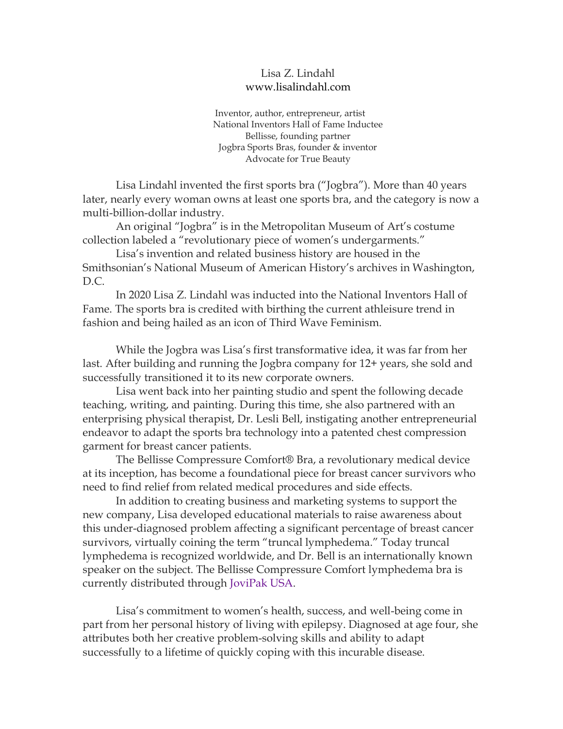# Lisa Z. Lindahl

www.lisalindahl.com

Inventor, author, entrepreneur, artist
National Inventors Hall of Fame Inductee
Bellisse, founding partner
Jogbra Sports Bras, founder & inventor
Advocate for True Beauty

Lisa Lindahl invented the first sports bra ("Jogbra"). More than 40 years later, nearly every woman owns at least one sports bra, and the category is now a multi-billion-dollar industry.

An original "Jogbra" is in the Metropolitan Museum of Art's costume collection labeled a "revolutionary piece of women's undergarments."

Lisa's invention and related business history are housed in the Smithsonian's National Museum of American History's archives in Washington, D.C.

In 2020 Lisa Z. Lindahl was inducted into the National Inventors Hall of Fame. The sports bra is credited with birthing the current athleisure trend in fashion and being hailed as an icon of Third Wave Feminism.

While the Jogbra was Lisa's first transformative idea, it was far from her last. After building and running the Jogbra company for 12+ years, she sold and successfully transitioned it to its new corporate owners.

Lisa went back into her painting studio and spent the following decade teaching, writing, and painting. During this time, she also partnered with an enterprising physical therapist, Dr. Lesli Bell, instigating another entrepreneurial endeavor to adapt the sports bra technology into a patented chest compression garment for breast cancer patients.

The Bellisse Compressure Comfort® Bra, a revolutionary medical device at its inception, has become a foundational piece for breast cancer survivors who need to find relief from related medical procedures and side effects.

In addition to creating business and marketing systems to support the new company, Lisa developed educational materials to raise awareness about this under-diagnosed problem affecting a significant percentage of breast cancer survivors, virtually coining the term "truncal lymphedema." Today truncal lymphedema is recognized worldwide, and Dr. Bell is an internationally known speaker on the subject. The Bellisse Compressure Comfort lymphedema bra is currently distributed through JoviPak USA.

Lisa's commitment to women's health, success, and well-being come in part from her personal history of living with epilepsy. Diagnosed at age four, she attributes both her creative problem-solving skills and ability to adapt successfully to a lifetime of quickly coping with this incurable disease.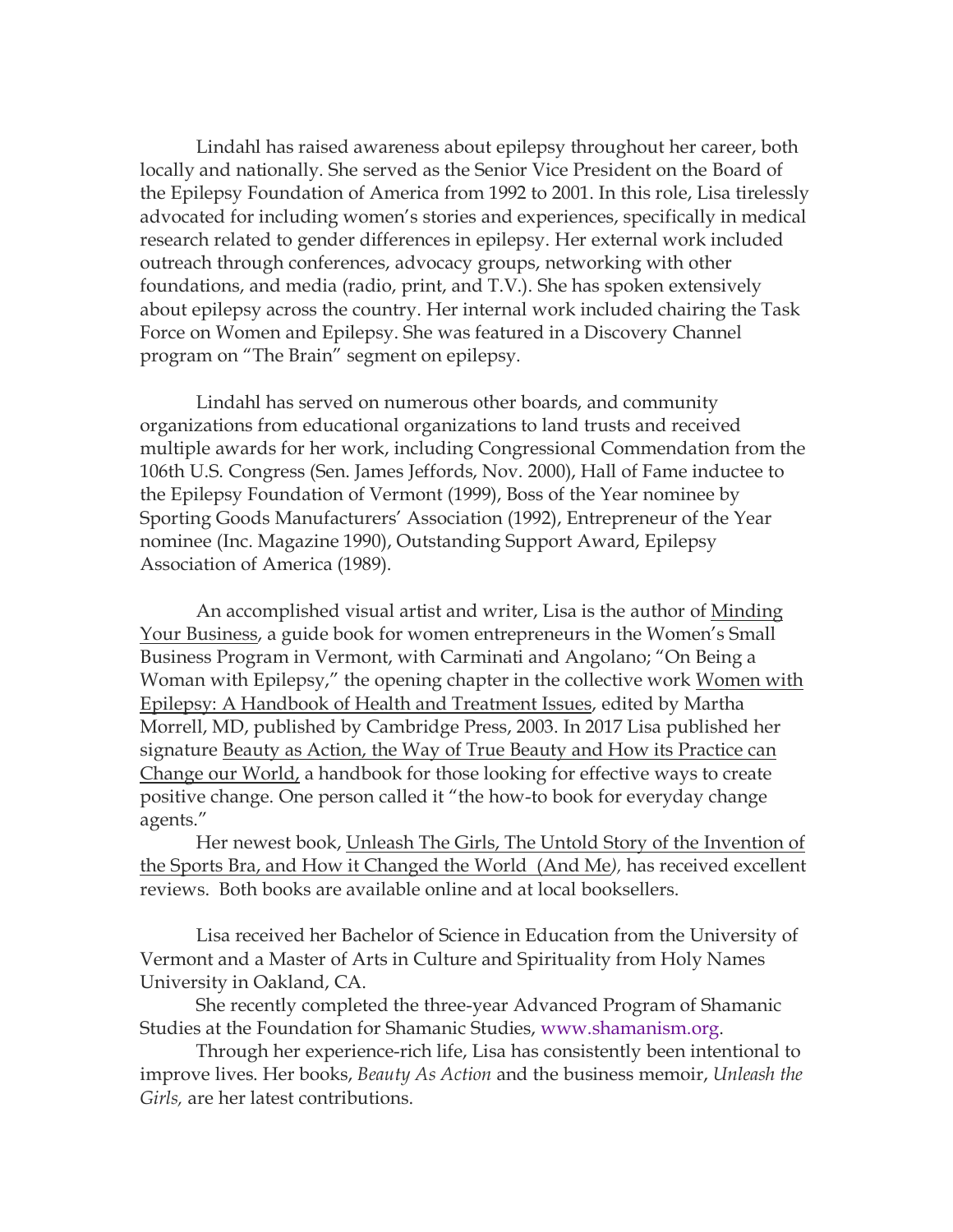Lindahl has raised awareness about epilepsy throughout her career, both locally and nationally. She served as the Senior Vice President on the Board of the Epilepsy Foundation of America from 1992 to 2001. In this role, Lisa tirelessly advocated for including women's stories and experiences, specifically in medical research related to gender differences in epilepsy. Her external work included outreach through conferences, advocacy groups, networking with other foundations, and media (radio, print, and T.V.). She has spoken extensively about epilepsy across the country. Her internal work included chairing the Task Force on Women and Epilepsy. She was featured in a Discovery Channel program on "The Brain" segment on epilepsy.

Lindahl has served on numerous other boards, and community organizations from educational organizations to land trusts and received multiple awards for her work, including Congressional Commendation from the 106th U.S. Congress (Sen. James Jeffords, Nov. 2000), Hall of Fame inductee to the Epilepsy Foundation of Vermont (1999), Boss of the Year nominee by Sporting Goods Manufacturers' Association (1992), Entrepreneur of the Year nominee (Inc. Magazine 1990), Outstanding Support Award, Epilepsy Association of America (1989).

An accomplished visual artist and writer, Lisa is the author of Minding Your Business, a guide book for women entrepreneurs in the Women's Small Business Program in Vermont, with Carminati and Angolano; "On Being a Woman with Epilepsy," the opening chapter in the collective work Women with Epilepsy: A Handbook of Health and Treatment Issues, edited by Martha Morrell, MD, published by Cambridge Press, 2003. In 2017 Lisa published her signature Beauty as Action, the Way of True Beauty and How its Practice can Change our World, a handbook for those looking for effective ways to create positive change. One person called it "the how-to book for everyday change agents."

Her newest book, Unleash The Girls, The Untold Story of the Invention of the Sports Bra, and How it Changed the World (And Me), has received excellent reviews. Both books are available online and at local booksellers.

Lisa received her Bachelor of Science in Education from the University of Vermont and a Master of Arts in Culture and Spirituality from Holy Names University in Oakland, CA.

She recently completed the three-year Advanced Program of Shamanic Studies at the Foundation for Shamanic Studies, www.shamanism.org.

Through her experience-rich life, Lisa has consistently been intentional to improve lives. Her books, *Beauty As Action* and the business memoir, *Unleash the Girls,* are her latest contributions.